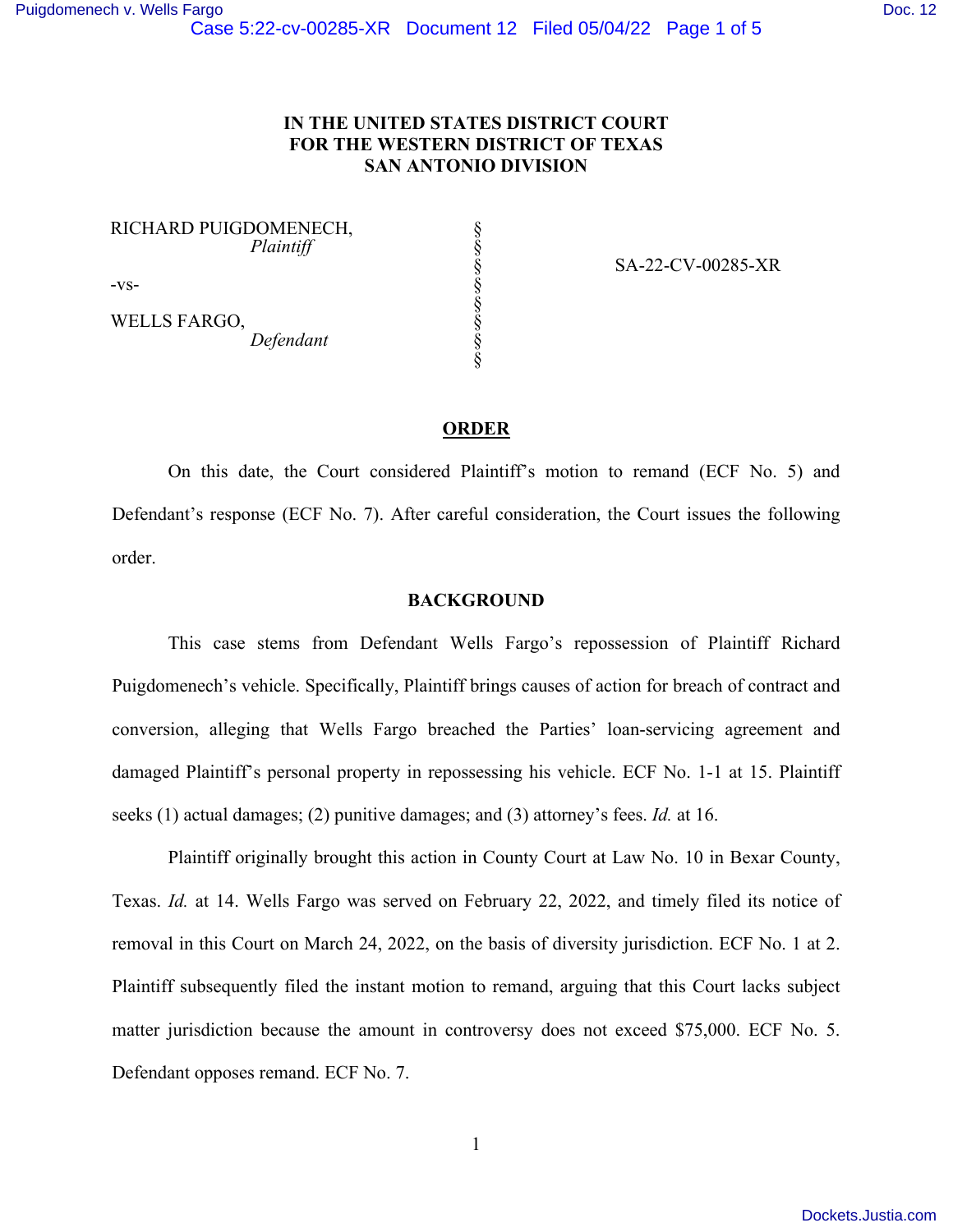# IN THE UNITED STATES DISTRICT COURT FOR THE WESTERN DISTRICT OF TEXAS SAN ANTONIO DIVISION

RICHARD PUIGDOMENECH,
*Plaintiff*

-vs-

WELLS FARGO,
*Defendant*

SA-22-CV-00285-XR

## ORDER

On this date, the Court considered Plaintiff's motion to remand (ECF No. 5) and Defendant's response (ECF No. 7). After careful consideration, the Court issues the following order.

## BACKGROUND

This case stems from Defendant Wells Fargo's repossession of Plaintiff Richard Puigdomenech's vehicle. Specifically, Plaintiff brings causes of action for breach of contract and conversion, alleging that Wells Fargo breached the Parties' loan-servicing agreement and damaged Plaintiff's personal property in repossessing his vehicle. ECF No. 1-1 at 15. Plaintiff seeks (1) actual damages; (2) punitive damages; and (3) attorney's fees. *Id.* at 16.

Plaintiff originally brought this action in County Court at Law No. 10 in Bexar County, Texas. *Id.* at 14. Wells Fargo was served on February 22, 2022, and timely filed its notice of removal in this Court on March 24, 2022, on the basis of diversity jurisdiction. ECF No. 1 at 2. Plaintiff subsequently filed the instant motion to remand, arguing that this Court lacks subject matter jurisdiction because the amount in controversy does not exceed $75,000. ECF No. 5. Defendant opposes remand. ECF No. 7.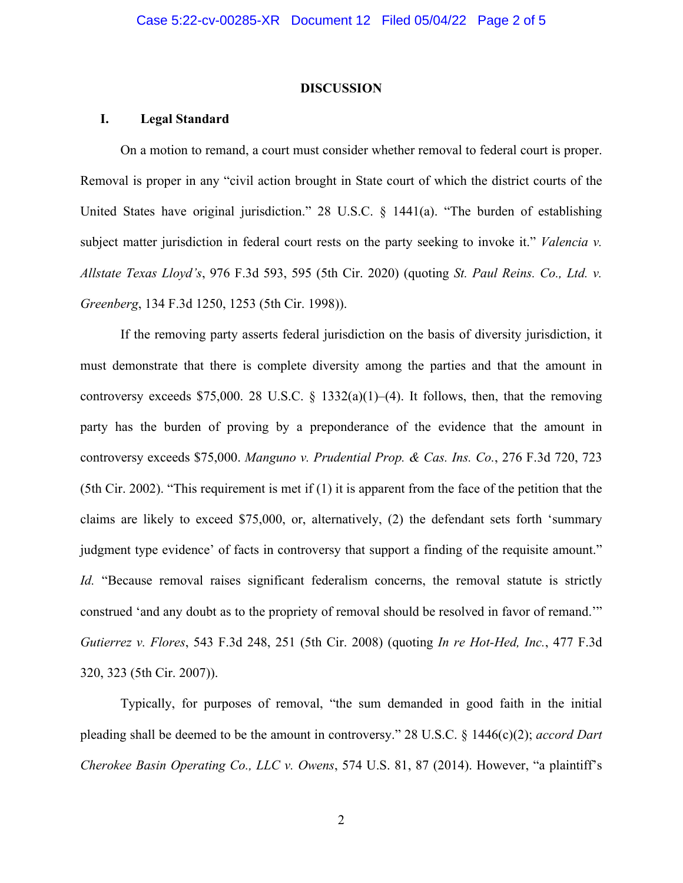## DISCUSSION

### I. Legal Standard

On a motion to remand, a court must consider whether removal to federal court is proper. Removal is proper in any "civil action brought in State court of which the district courts of the United States have original jurisdiction." 28 U.S.C. § 1441(a). "The burden of establishing subject matter jurisdiction in federal court rests on the party seeking to invoke it." *Valencia v. Allstate Texas Lloyd's*, 976 F.3d 593, 595 (5th Cir. 2020) (quoting *St. Paul Reins. Co., Ltd. v. Greenberg*, 134 F.3d 1250, 1253 (5th Cir. 1998)).

If the removing party asserts federal jurisdiction on the basis of diversity jurisdiction, it must demonstrate that there is complete diversity among the parties and that the amount in controversy exceeds $75,000. 28 U.S.C. § 1332(a)(1)–(4). It follows, then, that the removing party has the burden of proving by a preponderance of the evidence that the amount in controversy exceeds $75,000. *Manguno v. Prudential Prop. & Cas. Ins. Co.*, 276 F.3d 720, 723 (5th Cir. 2002). "This requirement is met if (1) it is apparent from the face of the petition that the claims are likely to exceed $75,000, or, alternatively, (2) the defendant sets forth 'summary judgment type evidence' of facts in controversy that support a finding of the requisite amount." *Id.* "Because removal raises significant federalism concerns, the removal statute is strictly construed 'and any doubt as to the propriety of removal should be resolved in favor of remand.'" *Gutierrez v. Flores*, 543 F.3d 248, 251 (5th Cir. 2008) (quoting *In re Hot-Hed, Inc.*, 477 F.3d 320, 323 (5th Cir. 2007)).

Typically, for purposes of removal, "the sum demanded in good faith in the initial pleading shall be deemed to be the amount in controversy." 28 U.S.C. § 1446(c)(2); *accord Dart Cherokee Basin Operating Co., LLC v. Owens*, 574 U.S. 81, 87 (2014). However, "a plaintiff's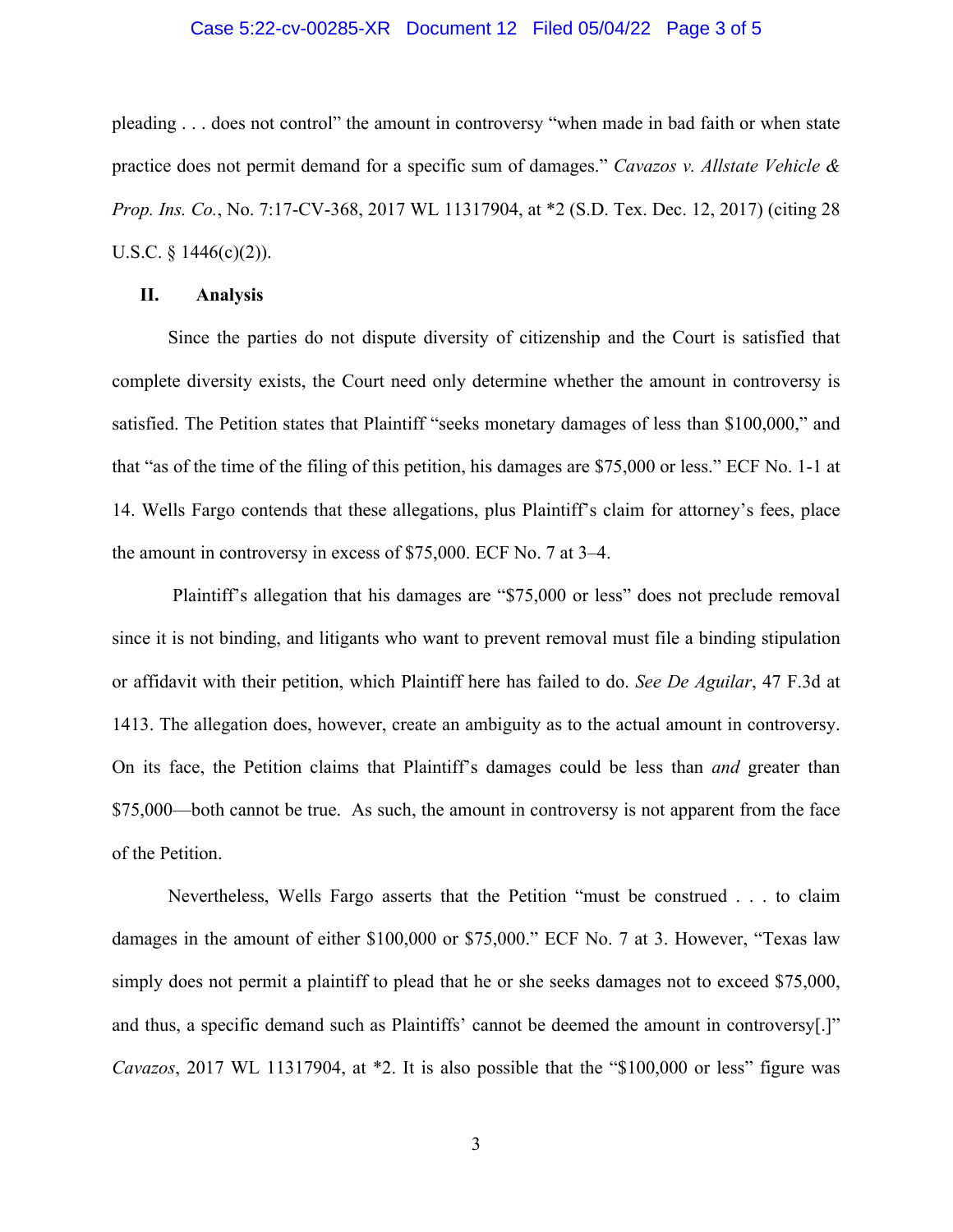pleading . . . does not control" the amount in controversy "when made in bad faith or when state practice does not permit demand for a specific sum of damages." *Cavazos v. Allstate Vehicle & Prop. Ins. Co.*, No. 7:17-CV-368, 2017 WL 11317904, at *2 (S.D. Tex. Dec. 12, 2017) (citing 28 U.S.C. § 1446(c)(2)).

## II. Analysis

Since the parties do not dispute diversity of citizenship and the Court is satisfied that complete diversity exists, the Court need only determine whether the amount in controversy is satisfied. The Petition states that Plaintiff "seeks monetary damages of less than $100,000," and that "as of the time of the filing of this petition, his damages are $75,000 or less." ECF No. 1-1 at 14. Wells Fargo contends that these allegations, plus Plaintiff's claim for attorney's fees, place the amount in controversy in excess of $75,000. ECF No. 7 at 3–4.

Plaintiff's allegation that his damages are "$75,000 or less" does not preclude removal since it is not binding, and litigants who want to prevent removal must file a binding stipulation or affidavit with their petition, which Plaintiff here has failed to do. *See De Aguilar*, 47 F.3d at 1413. The allegation does, however, create an ambiguity as to the actual amount in controversy. On its face, the Petition claims that Plaintiff's damages could be less than *and* greater than $75,000—both cannot be true. As such, the amount in controversy is not apparent from the face of the Petition.

Nevertheless, Wells Fargo asserts that the Petition "must be construed . . . to claim damages in the amount of either $100,000 or $75,000." ECF No. 7 at 3. However, "Texas law simply does not permit a plaintiff to plead that he or she seeks damages not to exceed $75,000, and thus, a specific demand such as Plaintiffs' cannot be deemed the amount in controversy[.]" *Cavazos*, 2017 WL 11317904, at *2. It is also possible that the "$100,000 or less" figure was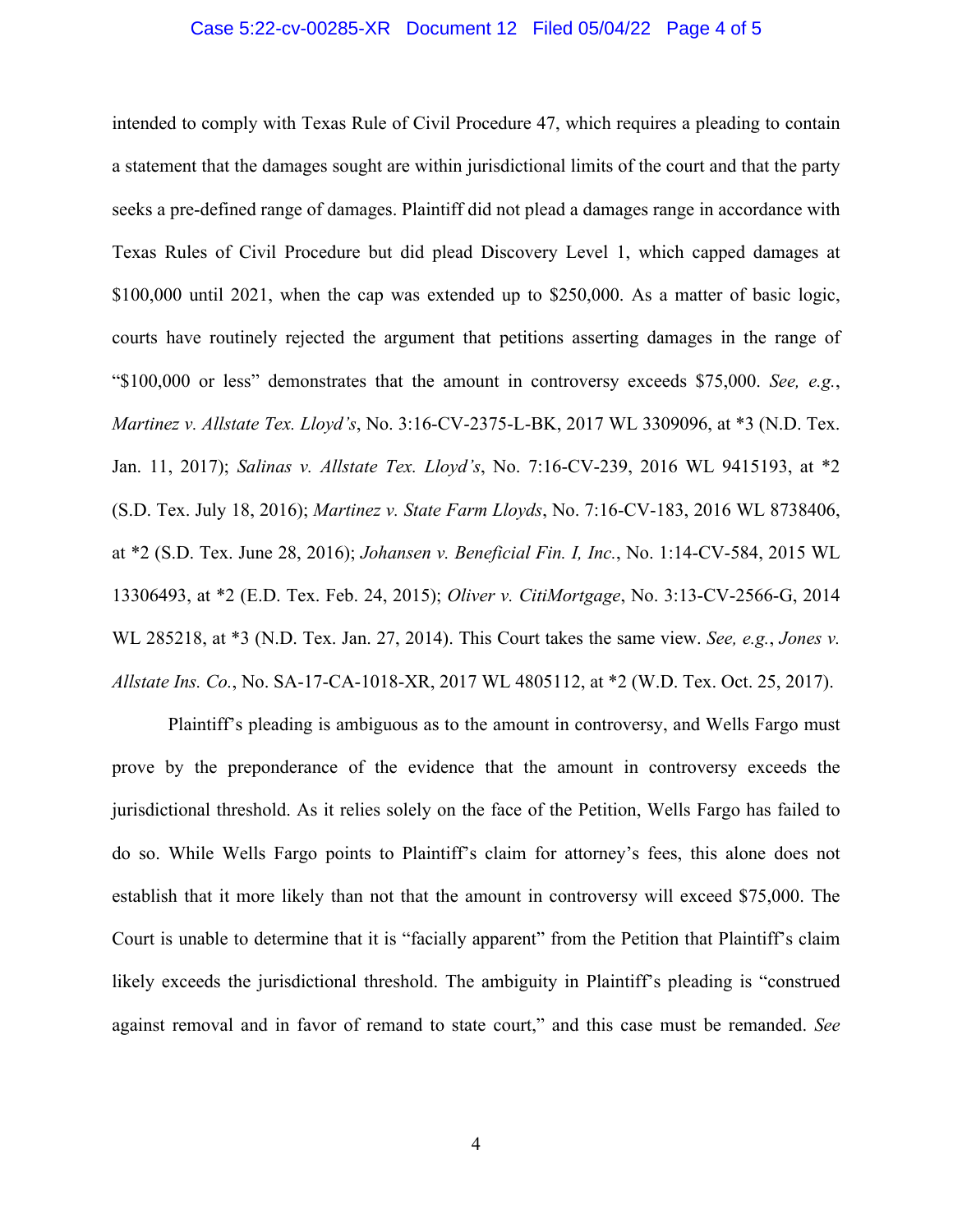intended to comply with Texas Rule of Civil Procedure 47, which requires a pleading to contain a statement that the damages sought are within jurisdictional limits of the court and that the party seeks a pre-defined range of damages. Plaintiff did not plead a damages range in accordance with Texas Rules of Civil Procedure but did plead Discovery Level 1, which capped damages at $100,000 until 2021, when the cap was extended up to $250,000. As a matter of basic logic, courts have routinely rejected the argument that petitions asserting damages in the range of "$100,000 or less" demonstrates that the amount in controversy exceeds $75,000. *See, e.g.*, *Martinez v. Allstate Tex. Lloyd's*, No. 3:16-CV-2375-L-BK, 2017 WL 3309096, at *3 (N.D. Tex. Jan. 11, 2017); *Salinas v. Allstate Tex. Lloyd's*, No. 7:16-CV-239, 2016 WL 9415193, at *2 (S.D. Tex. July 18, 2016); *Martinez v. State Farm Lloyds*, No. 7:16-CV-183, 2016 WL 8738406, at *2 (S.D. Tex. June 28, 2016); *Johansen v. Beneficial Fin. I, Inc.*, No. 1:14-CV-584, 2015 WL 13306493, at *2 (E.D. Tex. Feb. 24, 2015); *Oliver v. CitiMortgage*, No. 3:13-CV-2566-G, 2014 WL 285218, at *3 (N.D. Tex. Jan. 27, 2014). This Court takes the same view. *See, e.g.*, *Jones v. Allstate Ins. Co.*, No. SA-17-CA-1018-XR, 2017 WL 4805112, at *2 (W.D. Tex. Oct. 25, 2017).

Plaintiff's pleading is ambiguous as to the amount in controversy, and Wells Fargo must prove by the preponderance of the evidence that the amount in controversy exceeds the jurisdictional threshold. As it relies solely on the face of the Petition, Wells Fargo has failed to do so. While Wells Fargo points to Plaintiff's claim for attorney's fees, this alone does not establish that it more likely than not that the amount in controversy will exceed $75,000. The Court is unable to determine that it is "facially apparent" from the Petition that Plaintiff's claim likely exceeds the jurisdictional threshold. The ambiguity in Plaintiff's pleading is "construed against removal and in favor of remand to state court," and this case must be remanded. *See*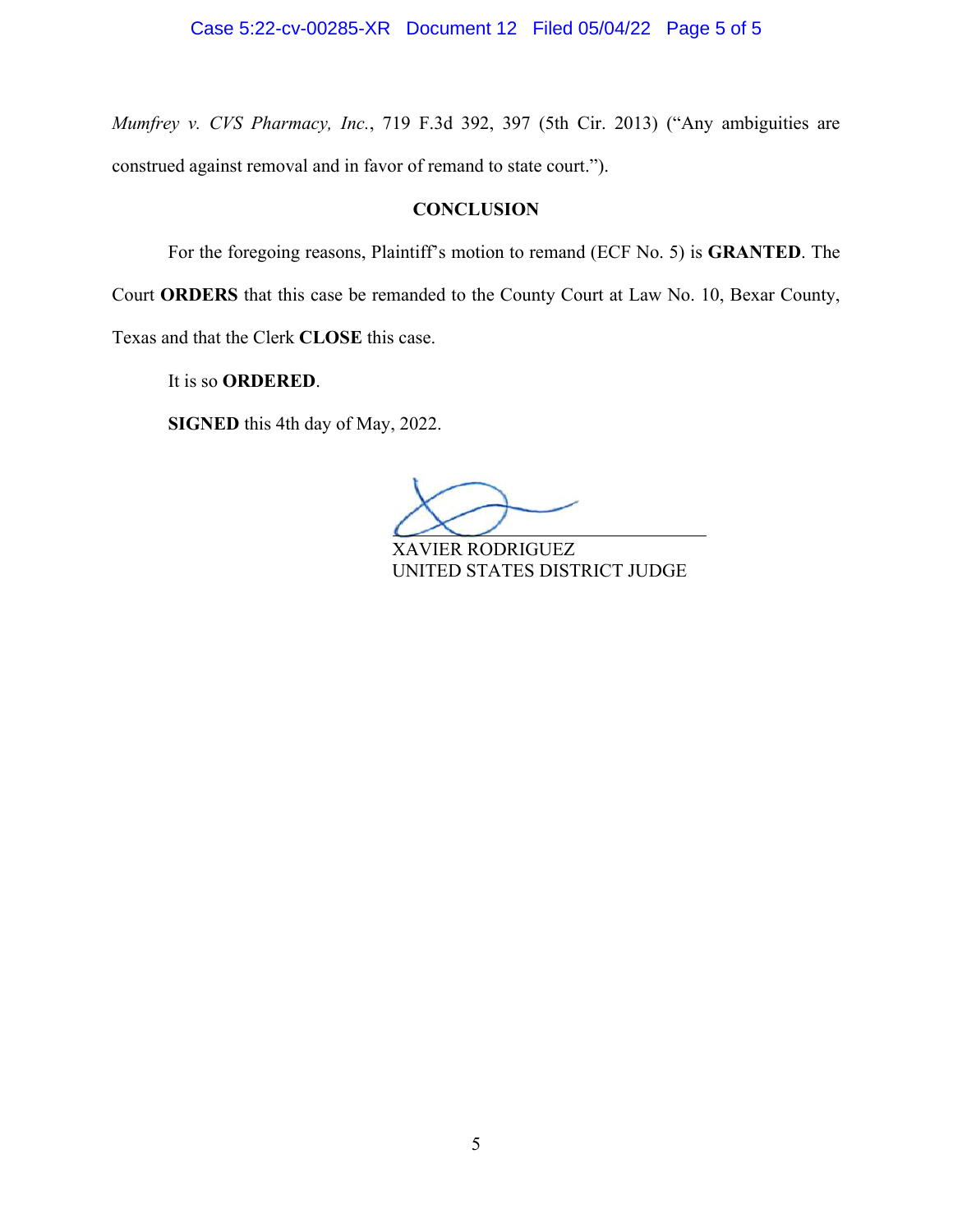*Mumfrey v. CVS Pharmacy, Inc.*, 719 F.3d 392, 397 (5th Cir. 2013) ("Any ambiguities are construed against removal and in favor of remand to state court.").

## CONCLUSION

For the foregoing reasons, Plaintiff's motion to remand (ECF No. 5) is **GRANTED**. The Court **ORDERS** that this case be remanded to the County Court at Law No. 10, Bexar County, Texas and that the Clerk **CLOSE** this case.

It is so **ORDERED**.

**SIGNED** this 4th day of May, 2022.

XAVIER RODRIGUEZ
UNITED STATES DISTRICT JUDGE